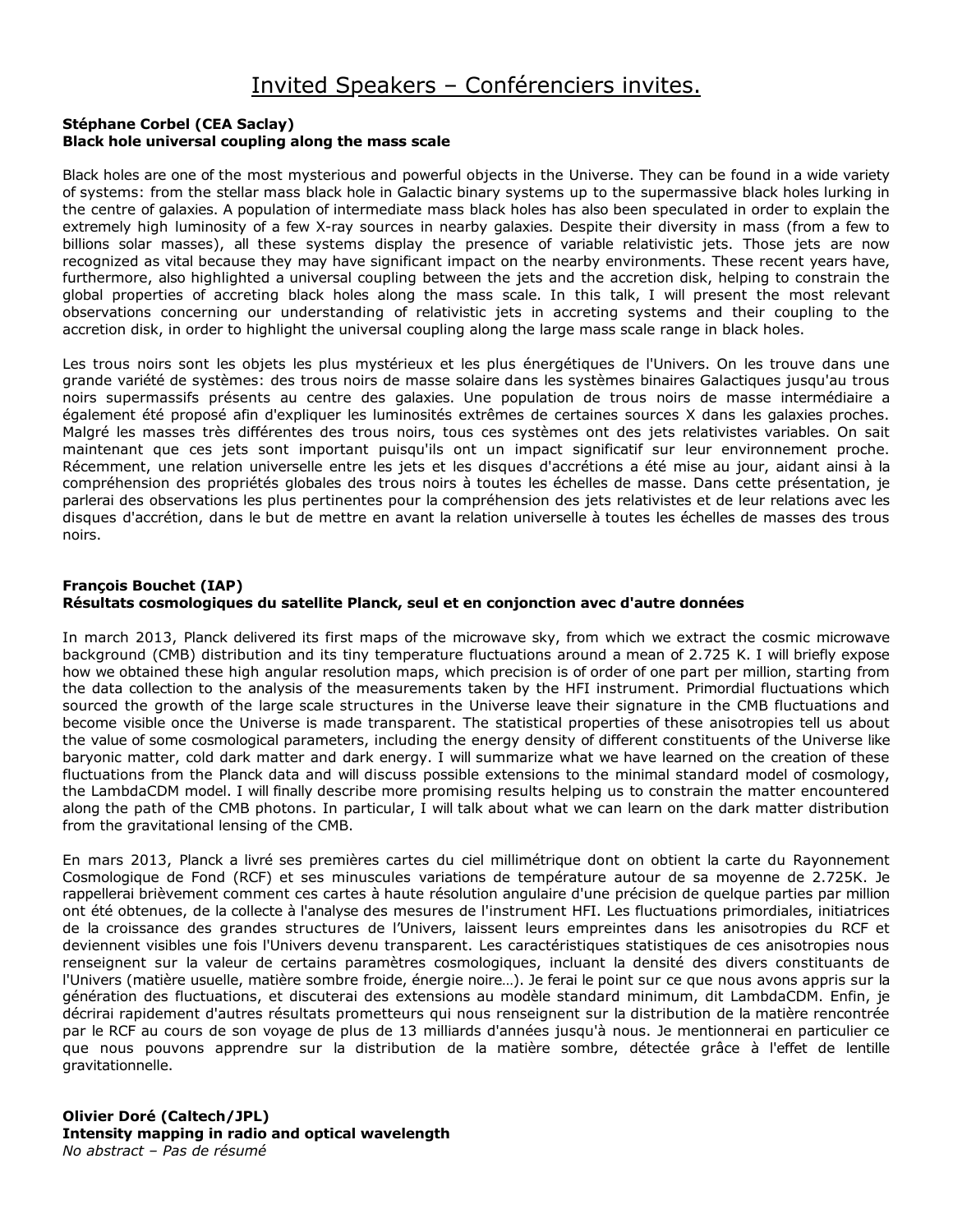# Invited Speakers – Conférenciers invites.

**Stéphane Corbel (CEA Saclay)**
**Black hole universal coupling along the mass scale**

Black holes are one of the most mysterious and powerful objects in the Universe. They can be found in a wide variety of systems: from the stellar mass black hole in Galactic binary systems up to the supermassive black holes lurking in the centre of galaxies. A population of intermediate mass black holes has also been speculated in order to explain the extremely high luminosity of a few X-ray sources in nearby galaxies. Despite their diversity in mass (from a few to billions solar masses), all these systems display the presence of variable relativistic jets. Those jets are now recognized as vital because they may have significant impact on the nearby environments. These recent years have, furthermore, also highlighted a universal coupling between the jets and the accretion disk, helping to constrain the global properties of accreting black holes along the mass scale. In this talk, I will present the most relevant observations concerning our understanding of relativistic jets in accreting systems and their coupling to the accretion disk, in order to highlight the universal coupling along the large mass scale range in black holes.

Les trous noirs sont les objets les plus mystérieux et les plus énergétiques de l'Univers. On les trouve dans une grande variété de systèmes: des trous noirs de masse solaire dans les systèmes binaires Galactiques jusqu'au trous noirs supermassifs présents au centre des galaxies. Une population de trous noirs de masse intermédiaire a également été proposé afin d'expliquer les luminosités extrêmes de certaines sources X dans les galaxies proches. Malgré les masses très différentes des trous noirs, tous ces systèmes ont des jets relativistes variables. On sait maintenant que ces jets sont important puisqu'ils ont un impact significatif sur leur environnement proche. Récemment, une relation universelle entre les jets et les disques d'accrétions a été mise au jour, aidant ainsi à la compréhension des propriétés globales des trous noirs à toutes les échelles de masse. Dans cette présentation, je parlerai des observations les plus pertinentes pour la compréhension des jets relativistes et de leur relations avec les disques d'accrétion, dans le but de mettre en avant la relation universelle à toutes les échelles de masses des trous noirs.

**François Bouchet (IAP)**
**Résultats cosmologiques du satellite Planck, seul et en conjonction avec d'autre données**

In march 2013, Planck delivered its first maps of the microwave sky, from which we extract the cosmic microwave background (CMB) distribution and its tiny temperature fluctuations around a mean of 2.725 K. I will briefly expose how we obtained these high angular resolution maps, which precision is of order of one part per million, starting from the data collection to the analysis of the measurements taken by the HFI instrument. Primordial fluctuations which sourced the growth of the large scale structures in the Universe leave their signature in the CMB fluctuations and become visible once the Universe is made transparent. The statistical properties of these anisotropies tell us about the value of some cosmological parameters, including the energy density of different constituents of the Universe like baryonic matter, cold dark matter and dark energy. I will summarize what we have learned on the creation of these fluctuations from the Planck data and will discuss possible extensions to the minimal standard model of cosmology, the LambdaCDM model. I will finally describe more promising results helping us to constrain the matter encountered along the path of the CMB photons. In particular, I will talk about what we can learn on the dark matter distribution from the gravitational lensing of the CMB.

En mars 2013, Planck a livré ses premières cartes du ciel millimétrique dont on obtient la carte du Rayonnement Cosmologique de Fond (RCF) et ses minuscules variations de température autour de sa moyenne de 2.725K. Je rappellerai brièvement comment ces cartes à haute résolution angulaire d'une précision de quelque parties par million ont été obtenues, de la collecte à l'analyse des mesures de l'instrument HFI. Les fluctuations primordiales, initiatrices de la croissance des grandes structures de l'Univers, laissent leurs empreintes dans les anisotropies du RCF et deviennent visibles une fois l'Univers devenu transparent. Les caractéristiques statistiques de ces anisotropies nous renseignent sur la valeur de certains paramètres cosmologiques, incluant la densité des divers constituants de l'Univers (matière usuelle, matière sombre froide, énergie noire…). Je ferai le point sur ce que nous avons appris sur la génération des fluctuations, et discuterai des extensions au modèle standard minimum, dit LambdaCDM. Enfin, je décrirai rapidement d'autres résultats prometteurs qui nous renseignent sur la distribution de la matière rencontrée par le RCF au cours de son voyage de plus de 13 milliards d'années jusqu'à nous. Je mentionnerai en particulier ce que nous pouvons apprendre sur la distribution de la matière sombre, détectée grâce à l'effet de lentille gravitationnelle.

**Olivier Doré (Caltech/JPL)**
**Intensity mapping in radio and optical wavelength**
*No abstract – Pas de résumé*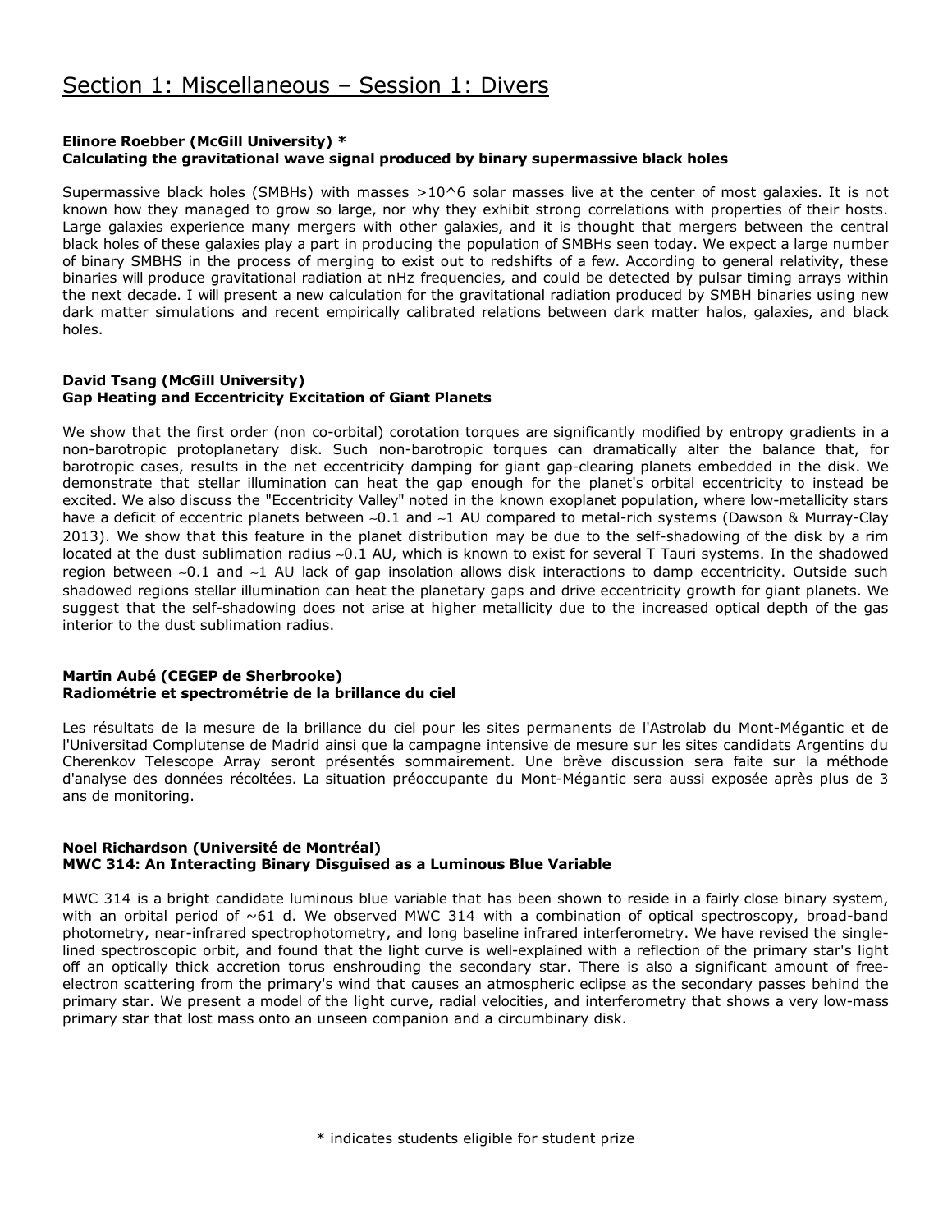# Section 1: Miscellaneous – Session 1: Divers

**Elinore Roebber (McGill University) ***
**Calculating the gravitational wave signal produced by binary supermassive black holes**

Supermassive black holes (SMBHs) with masses >10^6 solar masses live at the center of most galaxies. It is not known how they managed to grow so large, nor why they exhibit strong correlations with properties of their hosts. Large galaxies experience many mergers with other galaxies, and it is thought that mergers between the central black holes of these galaxies play a part in producing the population of SMBHs seen today. We expect a large number of binary SMBHS in the process of merging to exist out to redshifts of a few. According to general relativity, these binaries will produce gravitational radiation at nHz frequencies, and could be detected by pulsar timing arrays within the next decade. I will present a new calculation for the gravitational radiation produced by SMBH binaries using new dark matter simulations and recent empirically calibrated relations between dark matter halos, galaxies, and black holes.

**David Tsang (McGill University)**
**Gap Heating and Eccentricity Excitation of Giant Planets**

We show that the first order (non co-orbital) corotation torques are significantly modified by entropy gradients in a non-barotropic protoplanetary disk. Such non-barotropic torques can dramatically alter the balance that, for barotropic cases, results in the net eccentricity damping for giant gap-clearing planets embedded in the disk. We demonstrate that stellar illumination can heat the gap enough for the planet's orbital eccentricity to instead be excited. We also discuss the "Eccentricity Valley" noted in the known exoplanet population, where low-metallicity stars have a deficit of eccentric planets between ~0.1 and ~1 AU compared to metal-rich systems (Dawson & Murray-Clay 2013). We show that this feature in the planet distribution may be due to the self-shadowing of the disk by a rim located at the dust sublimation radius ~0.1 AU, which is known to exist for several T Tauri systems. In the shadowed region between ~0.1 and ~1 AU lack of gap insolation allows disk interactions to damp eccentricity. Outside such shadowed regions stellar illumination can heat the planetary gaps and drive eccentricity growth for giant planets. We suggest that the self-shadowing does not arise at higher metallicity due to the increased optical depth of the gas interior to the dust sublimation radius.

**Martin Aubé (CEGEP de Sherbrooke)**
**Radiométrie et spectrométrie de la brillance du ciel**

Les résultats de la mesure de la brillance du ciel pour les sites permanents de l'Astrolab du Mont-Mégantic et de l'Universitat Complutense de Madrid ainsi que la campagne intensive de mesure sur les sites candidats Argentins du Cherenkov Telescope Array seront présentés sommairement. Une brève discussion sera faite sur la méthode d'analyse des données récoltées. La situation préoccupante du Mont-Mégantic sera aussi exposée après plus de 3 ans de monitoring.

**Noel Richardson (Université de Montréal)**
**MWC 314: An Interacting Binary Disguised as a Luminous Blue Variable**

MWC 314 is a bright candidate luminous blue variable that has been shown to reside in a fairly close binary system, with an orbital period of ~61 d. We observed MWC 314 with a combination of optical spectroscopy, broad-band photometry, near-infrared spectrophotometry, and long baseline infrared interferometry. We have revised the single-lined spectroscopic orbit, and found that the light curve is well-explained with a reflection of the primary star's light off an optically thick accretion torus enshrouding the secondary star. There is also a significant amount of free-electron scattering from the primary's wind that causes an atmospheric eclipse as the secondary passes behind the primary star. We present a model of the light curve, radial velocities, and interferometry that shows a very low-mass primary star that lost mass onto an unseen companion and a circumbinary disk.

* indicates students eligible for student prize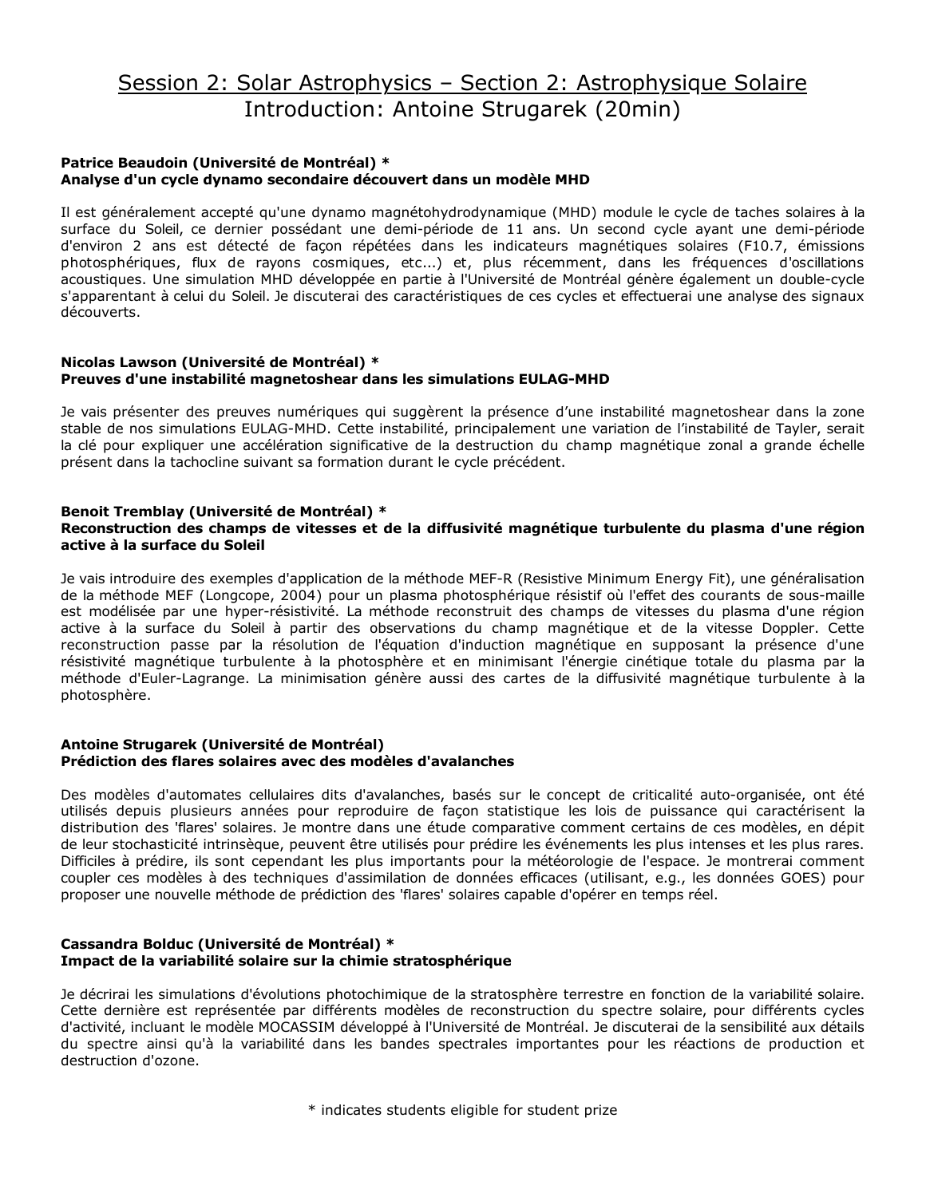## Session 2: Solar Astrophysics – Section 2: Astrophysique Solaire
## Introduction: Antoine Strugarek (20min)

**Patrice Beaudoin (Université de Montréal) ***
**Analyse d'un cycle dynamo secondaire découvert dans un modèle MHD**

Il est généralement accepté qu'une dynamo magnétohydrodynamique (MHD) module le cycle de taches solaires à la surface du Soleil, ce dernier possédant une demi-période de 11 ans. Un second cycle ayant une demi-période d'environ 2 ans est détecté de façon répétées dans les indicateurs magnétiques solaires (F10.7, émissions photosphériques, flux de rayons cosmiques, etc...) et, plus récemment, dans les fréquences d'oscillations acoustiques. Une simulation MHD développée en partie à l'Université de Montréal génère également un double-cycle s'apparentant à celui du Soleil. Je discuterai des caractéristiques de ces cycles et effectuerai une analyse des signaux découverts.

**Nicolas Lawson (Université de Montréal) ***
**Preuves d'une instabilité magnetoshear dans les simulations EULAG-MHD**

Je vais présenter des preuves numériques qui suggèrent la présence d'une instabilité magnetoshear dans la zone stable de nos simulations EULAG-MHD. Cette instabilité, principalement une variation de l'instabilité de Tayler, serait la clé pour expliquer une accélération significative de la destruction du champ magnétique zonal a grande échelle présent dans la tachocline suivant sa formation durant le cycle précédent.

**Benoit Tremblay (Université de Montréal) ***
**Reconstruction des champs de vitesses et de la diffusivité magnétique turbulente du plasma d'une région active à la surface du Soleil**

Je vais introduire des exemples d'application de la méthode MEF-R (Resistive Minimum Energy Fit), une généralisation de la méthode MEF (Longcope, 2004) pour un plasma photosphérique résistif où l'effet des courants de sous-maille est modélisée par une hyper-résistivité. La méthode reconstruit des champs de vitesses du plasma d'une région active à la surface du Soleil à partir des observations du champ magnétique et de la vitesse Doppler. Cette reconstruction passe par la résolution de l'équation d'induction magnétique en supposant la présence d'une résistivité magnétique turbulente à la photosphère et en minimisant l'énergie cinétique totale du plasma par la méthode d'Euler-Lagrange. La minimisation génère aussi des cartes de la diffusivité magnétique turbulente à la photosphère.

**Antoine Strugarek (Université de Montréal)**
**Prédiction des flares solaires avec des modèles d'avalanches**

Des modèles d'automates cellulaires dits d'avalanches, basés sur le concept de criticalité auto-organisée, ont été utilisés depuis plusieurs années pour reproduire de façon statistique les lois de puissance qui caractérisent la distribution des 'flares' solaires. Je montre dans une étude comparative comment certains de ces modèles, en dépit de leur stochasticité intrinsèque, peuvent être utilisés pour prédire les événements les plus intenses et les plus rares. Difficiles à prédire, ils sont cependant les plus importants pour la météorologie de l'espace. Je montrerai comment coupler ces modèles à des techniques d'assimilation de données efficaces (utilisant, e.g., les données GOES) pour proposer une nouvelle méthode de prédiction des 'flares' solaires capable d'opérer en temps réel.

**Cassandra Bolduc (Université de Montréal) ***
**Impact de la variabilité solaire sur la chimie stratosphérique**

Je décrirai les simulations d'évolutions photochimique de la stratosphère terrestre en fonction de la variabilité solaire. Cette dernière est représentée par différents modèles de reconstruction du spectre solaire, pour différents cycles d'activité, incluant le modèle MOCASSIM développé à l'Université de Montréal. Je discuterai de la sensibilité aux détails du spectre ainsi qu'à la variabilité dans les bandes spectrales importantes pour les réactions de production et destruction d'ozone.

* indicates students eligible for student prize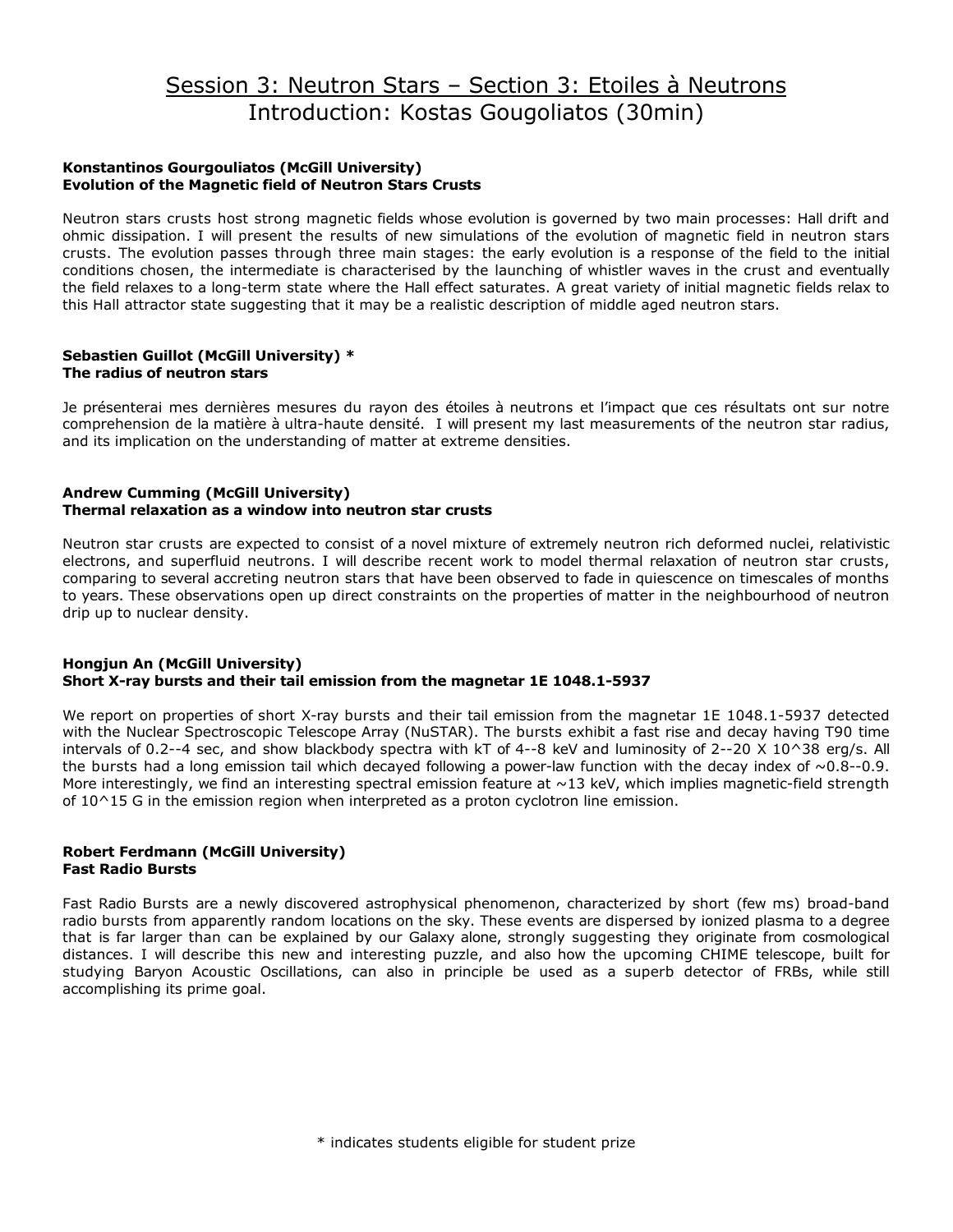# Session 3: Neutron Stars – Section 3: Etoiles à Neutrons
## Introduction: Kostas Gougoliatos (30min)

**Konstantinos Gourgouliatos (McGill University)**
**Evolution of the Magnetic field of Neutron Stars Crusts**

Neutron stars crusts host strong magnetic fields whose evolution is governed by two main processes: Hall drift and ohmic dissipation. I will present the results of new simulations of the evolution of magnetic field in neutron stars crusts. The evolution passes through three main stages: the early evolution is a response of the field to the initial conditions chosen, the intermediate is characterised by the launching of whistler waves in the crust and eventually the field relaxes to a long-term state where the Hall effect saturates. A great variety of initial magnetic fields relax to this Hall attractor state suggesting that it may be a realistic description of middle aged neutron stars.

**Sebastien Guillot (McGill University) ***
**The radius of neutron stars**

Je présenterai mes dernières mesures du rayon des étoiles à neutrons et l'impact que ces résultats ont sur notre comprehension de la matière à ultra-haute densité. I will present my last measurements of the neutron star radius, and its implication on the understanding of matter at extreme densities.

**Andrew Cumming (McGill University)**
**Thermal relaxation as a window into neutron star crusts**

Neutron star crusts are expected to consist of a novel mixture of extremely neutron rich deformed nuclei, relativistic electrons, and superfluid neutrons. I will describe recent work to model thermal relaxation of neutron star crusts, comparing to several accreting neutron stars that have been observed to fade in quiescence on timescales of months to years. These observations open up direct constraints on the properties of matter in the neighbourhood of neutron drip up to nuclear density.

**Hongjun An (McGill University)**
**Short X-ray bursts and their tail emission from the magnetar 1E 1048.1-5937**

We report on properties of short X-ray bursts and their tail emission from the magnetar 1E 1048.1-5937 detected with the Nuclear Spectroscopic Telescope Array (NuSTAR). The bursts exhibit a fast rise and decay having T90 time intervals of 0.2--4 sec, and show blackbody spectra with kT of 4--8 keV and luminosity of 2--20 X 10^38 erg/s. All the bursts had a long emission tail which decayed following a power-law function with the decay index of ~0.8--0.9. More interestingly, we find an interesting spectral emission feature at ~13 keV, which implies magnetic-field strength of 10^15 G in the emission region when interpreted as a proton cyclotron line emission.

**Robert Ferdmann (McGill University)**
**Fast Radio Bursts**

Fast Radio Bursts are a newly discovered astrophysical phenomenon, characterized by short (few ms) broad-band radio bursts from apparently random locations on the sky. These events are dispersed by ionized plasma to a degree that is far larger than can be explained by our Galaxy alone, strongly suggesting they originate from cosmological distances. I will describe this new and interesting puzzle, and also how the upcoming CHIME telescope, built for studying Baryon Acoustic Oscillations, can also in principle be used as a superb detector of FRBs, while still accomplishing its prime goal.

* indicates students eligible for student prize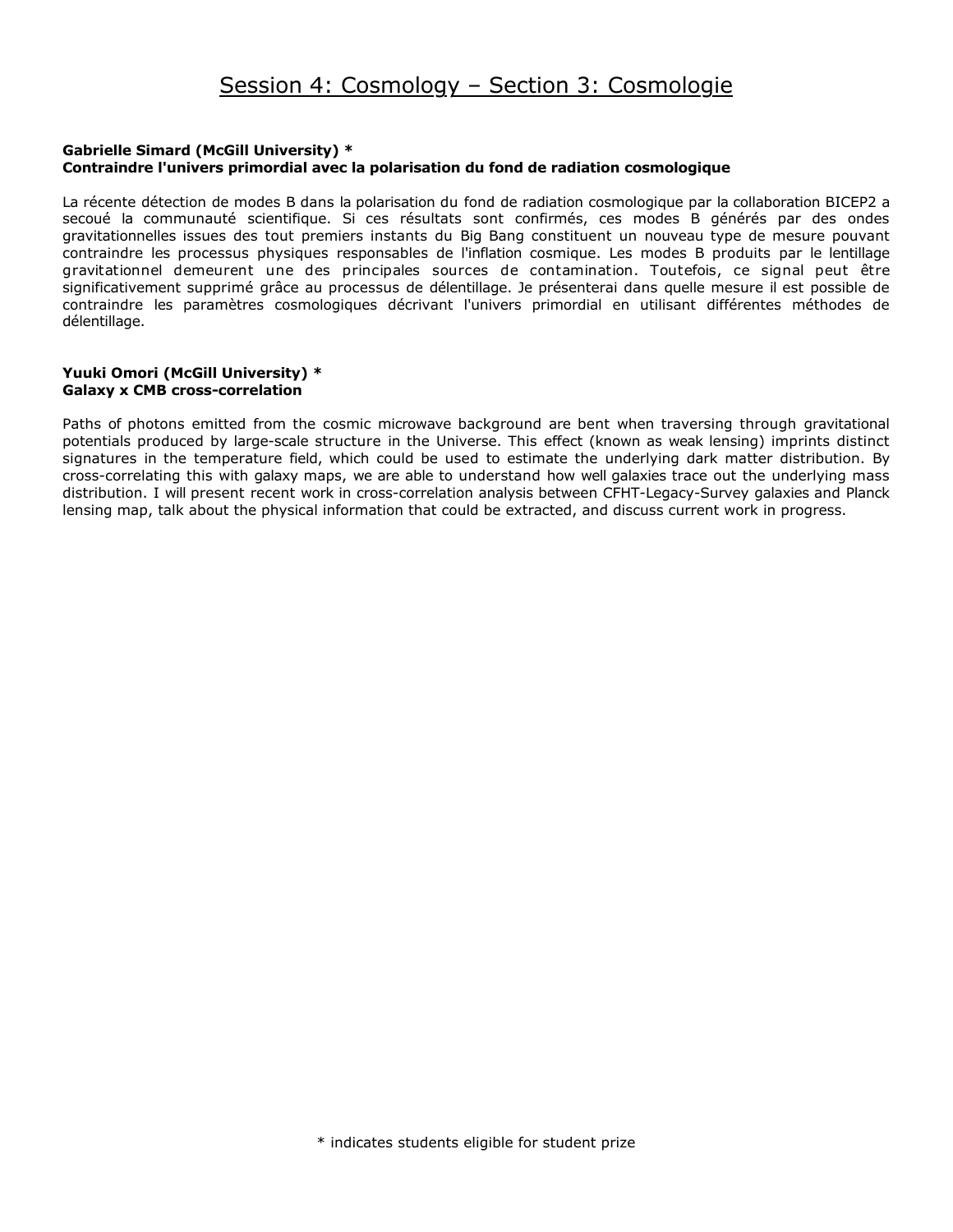# Session 4: Cosmology – Section 3: Cosmologie

**Gabrielle Simard (McGill University) ***
**Contraindre l'univers primordial avec la polarisation du fond de radiation cosmologique**

La récente détection de modes B dans la polarisation du fond de radiation cosmologique par la collaboration BICEP2 a secoué la communauté scientifique. Si ces résultats sont confirmés, ces modes B générés par des ondes gravitationnelles issues des tout premiers instants du Big Bang constituent un nouveau type de mesure pouvant contraindre les processus physiques responsables de l'inflation cosmique. Les modes B produits par le lentillage gravitationnel demeurent une des principales sources de contamination. Toutefois, ce signal peut être significativement supprimé grâce au processus de délentillage. Je présenterai dans quelle mesure il est possible de contraindre les paramètres cosmologiques décrivant l'univers primordial en utilisant différentes méthodes de délentillage.

**Yuuki Omori (McGill University) ***
**Galaxy x CMB cross-correlation**

Paths of photons emitted from the cosmic microwave background are bent when traversing through gravitational potentials produced by large-scale structure in the Universe. This effect (known as weak lensing) imprints distinct signatures in the temperature field, which could be used to estimate the underlying dark matter distribution. By cross-correlating this with galaxy maps, we are able to understand how well galaxies trace out the underlying mass distribution. I will present recent work in cross-correlation analysis between CFHT-Legacy-Survey galaxies and Planck lensing map, talk about the physical information that could be extracted, and discuss current work in progress.

* indicates students eligible for student prize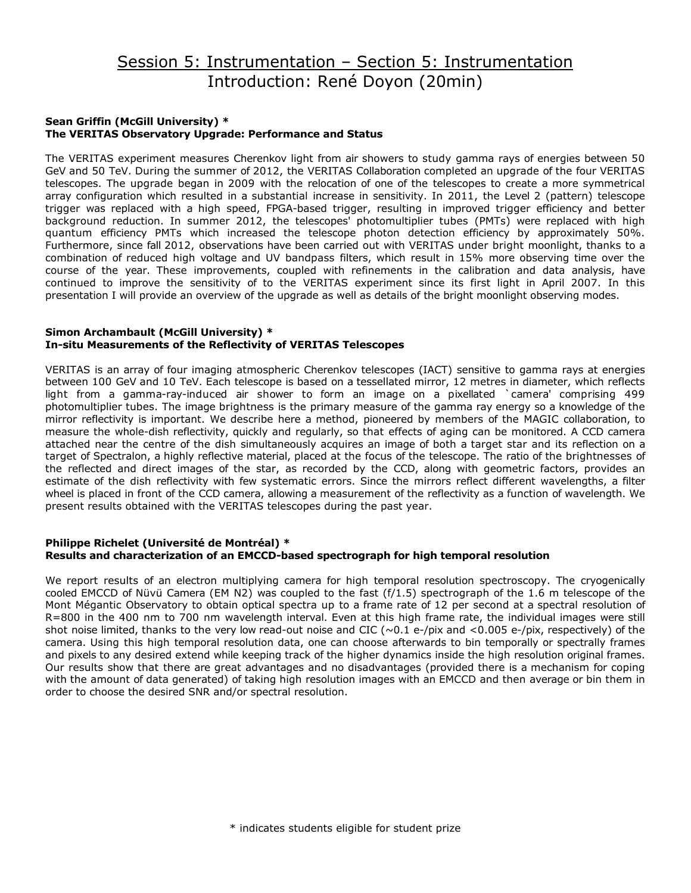# Session 5: Instrumentation – Section 5: Instrumentation

## Introduction: René Doyon (20min)

**Sean Griffin (McGill University) ***
**The VERITAS Observatory Upgrade: Performance and Status**

The VERITAS experiment measures Cherenkov light from air showers to study gamma rays of energies between 50 GeV and 50 TeV. During the summer of 2012, the VERITAS Collaboration completed an upgrade of the four VERITAS telescopes. The upgrade began in 2009 with the relocation of one of the telescopes to create a more symmetrical array configuration which resulted in a substantial increase in sensitivity. In 2011, the Level 2 (pattern) telescope trigger was replaced with a high speed, FPGA-based trigger, resulting in improved trigger efficiency and better background reduction. In summer 2012, the telescopes' photomultiplier tubes (PMTs) were replaced with high quantum efficiency PMTs which increased the telescope photon detection efficiency by approximately 50%. Furthermore, since fall 2012, observations have been carried out with VERITAS under bright moonlight, thanks to a combination of reduced high voltage and UV bandpass filters, which result in 15% more observing time over the course of the year. These improvements, coupled with refinements in the calibration and data analysis, have continued to improve the sensitivity of to the VERITAS experiment since its first light in April 2007. In this presentation I will provide an overview of the upgrade as well as details of the bright moonlight observing modes.

**Simon Archambault (McGill University) ***
**In-situ Measurements of the Reflectivity of VERITAS Telescopes**

VERITAS is an array of four imaging atmospheric Cherenkov telescopes (IACT) sensitive to gamma rays at energies between 100 GeV and 10 TeV. Each telescope is based on a tessellated mirror, 12 metres in diameter, which reflects light from a gamma-ray-induced air shower to form an image on a pixellated `camera' comprising 499 photomultiplier tubes. The image brightness is the primary measure of the gamma ray energy so a knowledge of the mirror reflectivity is important. We describe here a method, pioneered by members of the MAGIC collaboration, to measure the whole-dish reflectivity, quickly and regularly, so that effects of aging can be monitored. A CCD camera attached near the centre of the dish simultaneously acquires an image of both a target star and its reflection on a target of Spectralon, a highly reflective material, placed at the focus of the telescope. The ratio of the brightnesses of the reflected and direct images of the star, as recorded by the CCD, along with geometric factors, provides an estimate of the dish reflectivity with few systematic errors. Since the mirrors reflect different wavelengths, a filter wheel is placed in front of the CCD camera, allowing a measurement of the reflectivity as a function of wavelength. We present results obtained with the VERITAS telescopes during the past year.

**Philippe Richelet (Université de Montréal) ***
**Results and characterization of an EMCCD-based spectrograph for high temporal resolution**

We report results of an electron multiplying camera for high temporal resolution spectroscopy. The cryogenically cooled EMCCD of Nüvü Camera (EM N2) was coupled to the fast (f/1.5) spectrograph of the 1.6 m telescope of the Mont Mégantic Observatory to obtain optical spectra up to a frame rate of 12 per second at a spectral resolution of R=800 in the 400 nm to 700 nm wavelength interval. Even at this high frame rate, the individual images were still shot noise limited, thanks to the very low read-out noise and CIC (~0.1 e-/pix and <0.005 e-/pix, respectively) of the camera. Using this high temporal resolution data, one can choose afterwards to bin temporally or spectrally frames and pixels to any desired extend while keeping track of the higher dynamics inside the high resolution original frames. Our results show that there are great advantages and no disadvantages (provided there is a mechanism for coping with the amount of data generated) of taking high resolution images with an EMCCD and then average or bin them in order to choose the desired SNR and/or spectral resolution.

* indicates students eligible for student prize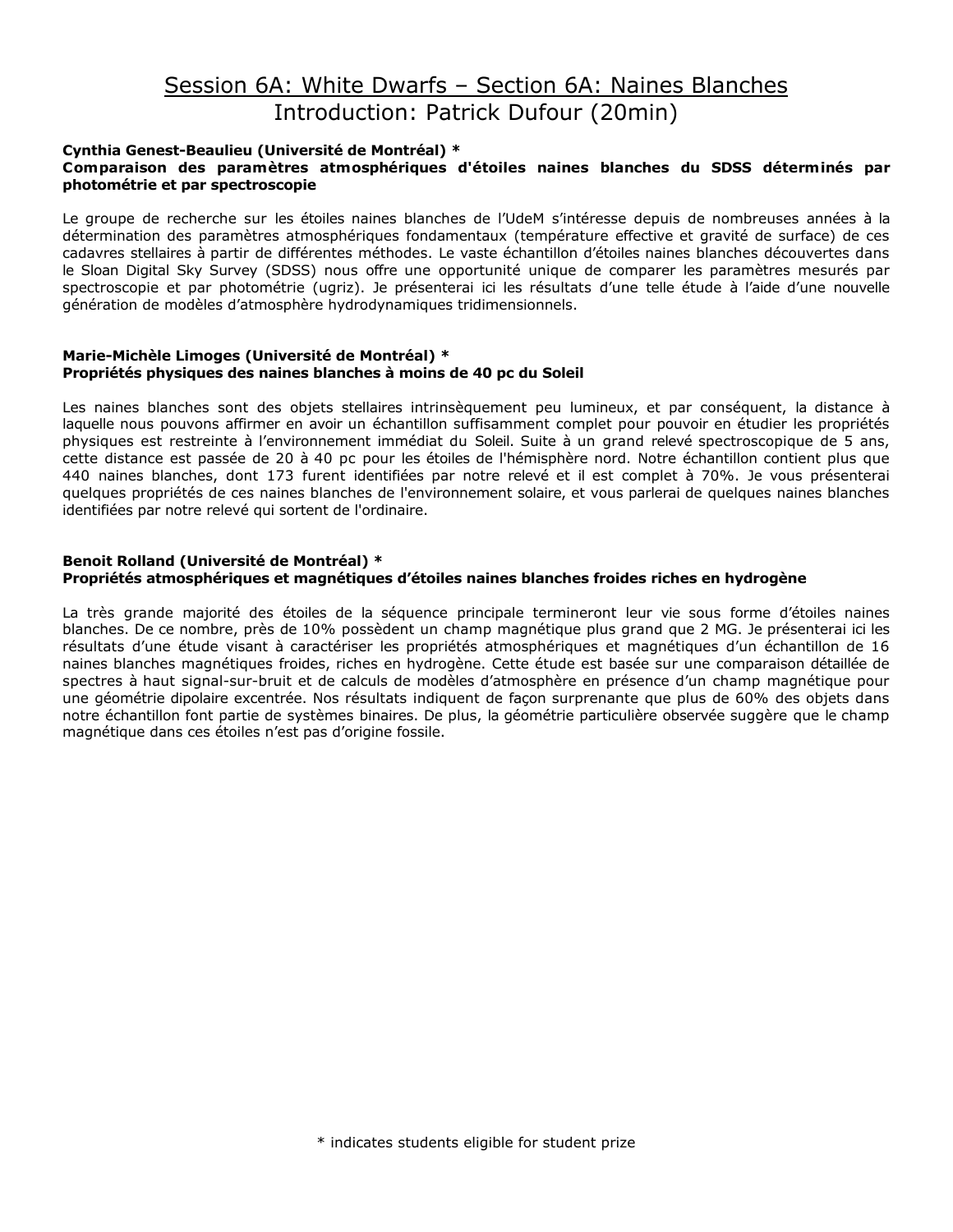# Session 6A: White Dwarfs – Section 6A: Naines Blanches
## Introduction: Patrick Dufour (20min)

**Cynthia Genest-Beaulieu (Université de Montréal) ***
**Comparaison des paramètres atmosphériques d'étoiles naines blanches du SDSS déterminés par photométrie et par spectroscopie**

Le groupe de recherche sur les étoiles naines blanches de l'UdeM s'intéresse depuis de nombreuses années à la détermination des paramètres atmosphériques fondamentaux (température effective et gravité de surface) de ces cadavres stellaires à partir de différentes méthodes. Le vaste échantillon d'étoiles naines blanches découvertes dans le Sloan Digital Sky Survey (SDSS) nous offre une opportunité unique de comparer les paramètres mesurés par spectroscopie et par photométrie (ugriz). Je présenterai ici les résultats d'une telle étude à l'aide d'une nouvelle génération de modèles d'atmosphère hydrodynamiques tridimensionnels.

**Marie-Michèle Limoges (Université de Montréal) ***
**Propriétés physiques des naines blanches à moins de 40 pc du Soleil**

Les naines blanches sont des objets stellaires intrinsèquement peu lumineux, et par conséquent, la distance à laquelle nous pouvons affirmer en avoir un échantillon suffisamment complet pour pouvoir en étudier les propriétés physiques est restreinte à l'environnement immédiat du Soleil. Suite à un grand relevé spectroscopique de 5 ans, cette distance est passée de 20 à 40 pc pour les étoiles de l'hémisphère nord. Notre échantillon contient plus que 440 naines blanches, dont 173 furent identifiées par notre relevé et il est complet à 70%. Je vous présenterai quelques propriétés de ces naines blanches de l'environnement solaire, et vous parlerai de quelques naines blanches identifiées par notre relevé qui sortent de l'ordinaire.

**Benoit Rolland (Université de Montréal) ***
**Propriétés atmosphériques et magnétiques d'étoiles naines blanches froides riches en hydrogène**

La très grande majorité des étoiles de la séquence principale termineront leur vie sous forme d'étoiles naines blanches. De ce nombre, près de 10% possèdent un champ magnétique plus grand que 2 MG. Je présenterai ici les résultats d'une étude visant à caractériser les propriétés atmosphériques et magnétiques d'un échantillon de 16 naines blanches magnétiques froides, riches en hydrogène. Cette étude est basée sur une comparaison détaillée de spectres à haut signal-sur-bruit et de calculs de modèles d'atmosphère en présence d'un champ magnétique pour une géométrie dipolaire excentrée. Nos résultats indiquent de façon surprenante que plus de 60% des objets dans notre échantillon font partie de systèmes binaires. De plus, la géométrie particulière observée suggère que le champ magnétique dans ces étoiles n'est pas d'origine fossile.

* indicates students eligible for student prize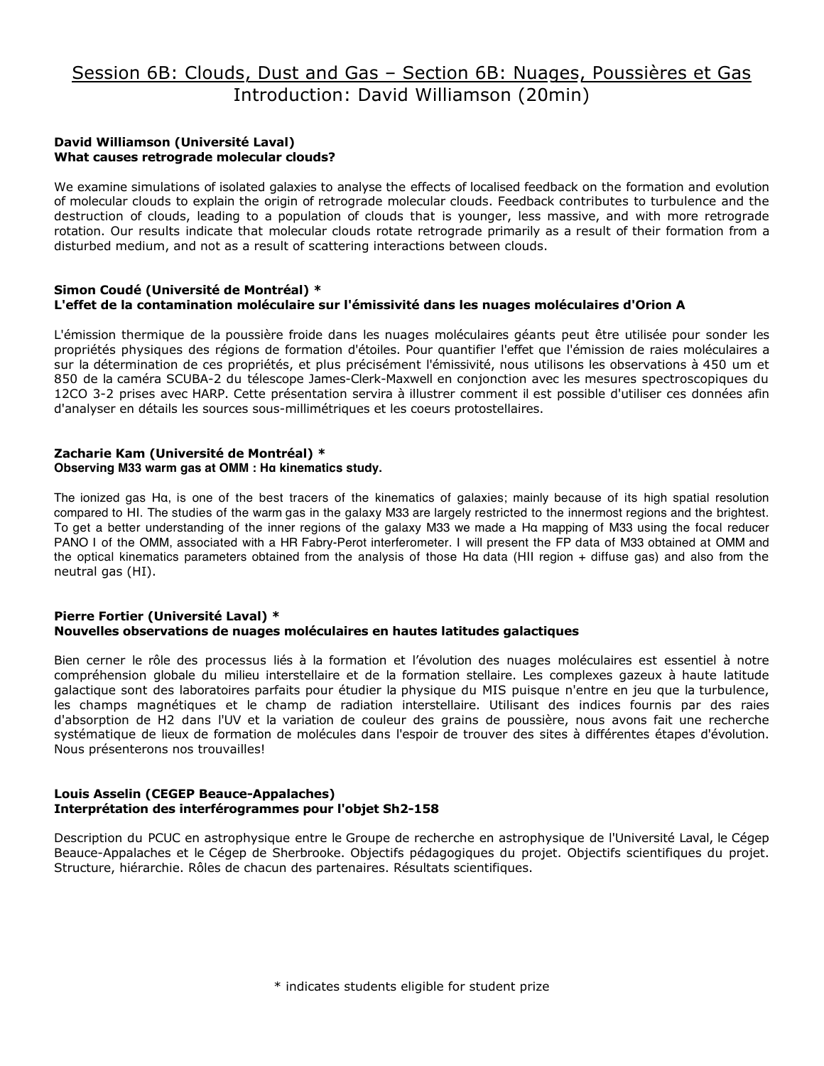# Session 6B: Clouds, Dust and Gas – Section 6B: Nuages, Poussières et Gas

Introduction: David Williamson (20min)

**David Williamson (Université Laval)**
**What causes retrograde molecular clouds?**

We examine simulations of isolated galaxies to analyse the effects of localised feedback on the formation and evolution of molecular clouds to explain the origin of retrograde molecular clouds. Feedback contributes to turbulence and the destruction of clouds, leading to a population of clouds that is younger, less massive, and with more retrograde rotation. Our results indicate that molecular clouds rotate retrograde primarily as a result of their formation from a disturbed medium, and not as a result of scattering interactions between clouds.

**Simon Coudé (Université de Montréal) ***
**L'effet de la contamination moléculaire sur l'émissivité dans les nuages moléculaires d'Orion A**

L'émission thermique de la poussière froide dans les nuages moléculaires géants peut être utilisée pour sonder les propriétés physiques des régions de formation d'étoiles. Pour quantifier l'effet que l'émission de raies moléculaires a sur la détermination de ces propriétés, et plus précisément l'émissivité, nous utilisons les observations à 450 um et 850 de la caméra SCUBA-2 du télescope James-Clerk-Maxwell en conjonction avec les mesures spectroscopiques du 12CO 3-2 prises avec HARP. Cette présentation servira à illustrer comment il est possible d'utiliser ces données afin d'analyser en détails les sources sous-millimétriques et les coeurs protostellaires.

**Zacharie Kam (Université de Montréal) ***
**Observing M33 warm gas at OMM : Hα kinematics study.**

The ionized gas Hα, is one of the best tracers of the kinematics of galaxies; mainly because of its high spatial resolution compared to HI. The studies of the warm gas in the galaxy M33 are largely restricted to the innermost regions and the brightest. To get a better understanding of the inner regions of the galaxy M33 we made a Hα mapping of M33 using the focal reducer PANO I of the OMM, associated with a HR Fabry-Perot interferometer. I will present the FP data of M33 obtained at OMM and the optical kinematics parameters obtained from the analysis of those Hα data (HII region + diffuse gas) and also from the neutral gas (HI).

**Pierre Fortier (Université Laval) ***
**Nouvelles observations de nuages moléculaires en hautes latitudes galactiques**

Bien cerner le rôle des processus liés à la formation et l'évolution des nuages moléculaires est essentiel à notre compréhension globale du milieu interstellaire et de la formation stellaire. Les complexes gazeux à haute latitude galactique sont des laboratoires parfaits pour étudier la physique du MIS puisque n'entre en jeu que la turbulence, les champs magnétiques et le champ de radiation interstellaire. Utilisant des indices fournis par des raies d'absorption de H2 dans l'UV et la variation de couleur des grains de poussière, nous avons fait une recherche systématique de lieux de formation de molécules dans l'espoir de trouver des sites à différentes étapes d'évolution. Nous présenterons nos trouvailles!

**Louis Asselin (CEGEP Beauce-Appalaches)**
**Interprétation des interférogrammes pour l'objet Sh2-158**

Description du PCUC en astrophysique entre le Groupe de recherche en astrophysique de l'Université Laval, le Cégep Beauce-Appalaches et le Cégep de Sherbrooke. Objectifs pédagogiques du projet. Objectifs scientifiques du projet. Structure, hiérarchie. Rôles de chacun des partenaires. Résultats scientifiques.

* indicates students eligible for student prize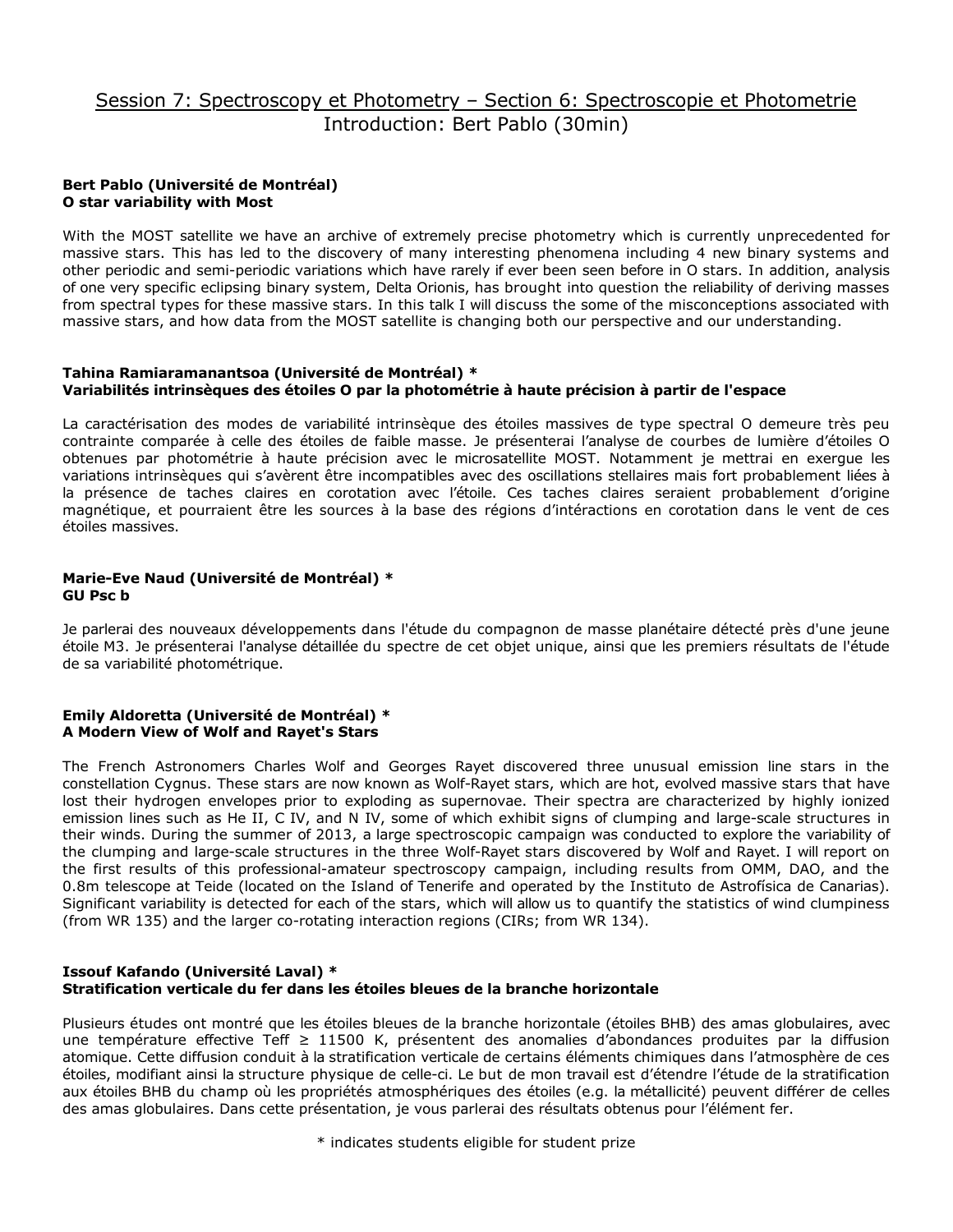## Session 7: Spectroscopy et Photometry – Section 6: Spectroscopie et Photometrie

Introduction: Bert Pablo (30min)

**Bert Pablo (Université de Montréal)**
**O star variability with Most**

With the MOST satellite we have an archive of extremely precise photometry which is currently unprecedented for massive stars. This has led to the discovery of many interesting phenomena including 4 new binary systems and other periodic and semi-periodic variations which have rarely if ever been seen before in O stars. In addition, analysis of one very specific eclipsing binary system, Delta Orionis, has brought into question the reliability of deriving masses from spectral types for these massive stars. In this talk I will discuss the some of the misconceptions associated with massive stars, and how data from the MOST satellite is changing both our perspective and our understanding.

**Tahina Ramiaramanantsoa (Université de Montréal) ***
**Variabilités intrinsèques des étoiles O par la photométrie à haute précision à partir de l'espace**

La caractérisation des modes de variabilité intrinsèque des étoiles massives de type spectral O demeure très peu contrainte comparée à celle des étoiles de faible masse. Je présenterai l'analyse de courbes de lumière d'étoiles O obtenues par photométrie à haute précision avec le microsatellite MOST. Notamment je mettrai en exergue les variations intrinsèques qui s'avèrent être incompatibles avec des oscillations stellaires mais fort probablement liées à la présence de taches claires en corotation avec l'étoile. Ces taches claires seraient probablement d'origine magnétique, et pourraient être les sources à la base des régions d'intéractions en corotation dans le vent de ces étoiles massives.

**Marie-Eve Naud (Université de Montréal) ***
**GU Psc b**

Je parlerai des nouveaux développements dans l'étude du compagnon de masse planétaire détecté près d'une jeune étoile M3. Je présenterai l'analyse détaillée du spectre de cet objet unique, ainsi que les premiers résultats de l'étude de sa variabilité photométrique.

**Emily Aldoretta (Université de Montréal) ***
**A Modern View of Wolf and Rayet's Stars**

The French Astronomers Charles Wolf and Georges Rayet discovered three unusual emission line stars in the constellation Cygnus. These stars are now known as Wolf-Rayet stars, which are hot, evolved massive stars that have lost their hydrogen envelopes prior to exploding as supernovae. Their spectra are characterized by highly ionized emission lines such as He II, C IV, and N IV, some of which exhibit signs of clumping and large-scale structures in their winds. During the summer of 2013, a large spectroscopic campaign was conducted to explore the variability of the clumping and large-scale structures in the three Wolf-Rayet stars discovered by Wolf and Rayet. I will report on the first results of this professional-amateur spectroscopy campaign, including results from OMM, DAO, and the 0.8m telescope at Teide (located on the Island of Tenerife and operated by the Instituto de Astrofísica de Canarias). Significant variability is detected for each of the stars, which will allow us to quantify the statistics of wind clumpiness (from WR 135) and the larger co-rotating interaction regions (CIRs; from WR 134).

**Issouf Kafando (Université Laval) ***
**Stratification verticale du fer dans les étoiles bleues de la branche horizontale**

Plusieurs études ont montré que les étoiles bleues de la branche horizontale (étoiles BHB) des amas globulaires, avec une température effective $T_{eff} \geq 11500$ K, présentent des anomalies d'abondances produites par la diffusion atomique. Cette diffusion conduit à la stratification verticale de certains éléments chimiques dans l'atmosphère de ces étoiles, modifiant ainsi la structure physique de celle-ci. Le but de mon travail est d'étendre l'étude de la stratification aux étoiles BHB du champ où les propriétés atmosphériques des étoiles (e.g. la métallicité) peuvent différer de celles des amas globulaires. Dans cette présentation, je vous parlerai des résultats obtenus pour l'élément fer.

* indicates students eligible for student prize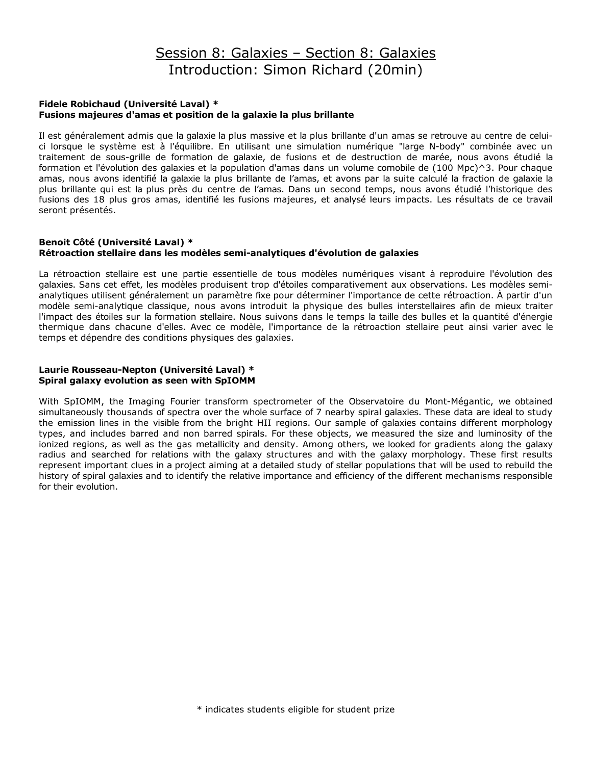## Session 8: Galaxies – Section 8: Galaxies

## Introduction: Simon Richard (20min)

**Fidele Robichaud (Université Laval) \***
**Fusions majeures d'amas et position de la galaxie la plus brillante**

Il est généralement admis que la galaxie la plus massive et la plus brillante d'un amas se retrouve au centre de celui-ci lorsque le système est à l'équilibre. En utilisant une simulation numérique "large N-body" combinée avec un traitement de sous-grille de formation de galaxie, de fusions et de destruction de marée, nous avons étudié la formation et l'évolution des galaxies et la population d'amas dans un volume comobile de (100 Mpc)^3. Pour chaque amas, nous avons identifié la galaxie la plus brillante de l'amas, et avons par la suite calculé la fraction de galaxie la plus brillante qui est la plus près du centre de l'amas. Dans un second temps, nous avons étudié l'historique des fusions des 18 plus gros amas, identifié les fusions majeures, et analysé leurs impacts. Les résultats de ce travail seront présentés.

**Benoit Côté (Université Laval) \***
**Rétroaction stellaire dans les modèles semi-analytiques d'évolution de galaxies**

La rétroaction stellaire est une partie essentielle de tous modèles numériques visant à reproduire l'évolution des galaxies. Sans cet effet, les modèles produisent trop d'étoiles comparativement aux observations. Les modèles semi-analytiques utilisent généralement un paramètre fixe pour déterminer l'importance de cette rétroaction. À partir d'un modèle semi-analytique classique, nous avons introduit la physique des bulles interstellaires afin de mieux traiter l'impact des étoiles sur la formation stellaire. Nous suivons dans le temps la taille des bulles et la quantité d'énergie thermique dans chacune d'elles. Avec ce modèle, l'importance de la rétroaction stellaire peut ainsi varier avec le temps et dépendre des conditions physiques des galaxies.

**Laurie Rousseau-Nepton (Université Laval) \***
**Spiral galaxy evolution as seen with SpIOMM**

With SpIOMM, the Imaging Fourier transform spectrometer of the Observatoire du Mont-Mégantic, we obtained simultaneously thousands of spectra over the whole surface of 7 nearby spiral galaxies. These data are ideal to study the emission lines in the visible from the bright HII regions. Our sample of galaxies contains different morphology types, and includes barred and non barred spirals. For these objects, we measured the size and luminosity of the ionized regions, as well as the gas metallicity and density. Among others, we looked for gradients along the galaxy radius and searched for relations with the galaxy structures and with the galaxy morphology. These first results represent important clues in a project aiming at a detailed study of stellar populations that will be used to rebuild the history of spiral galaxies and to identify the relative importance and efficiency of the different mechanisms responsible for their evolution.

\* indicates students eligible for student prize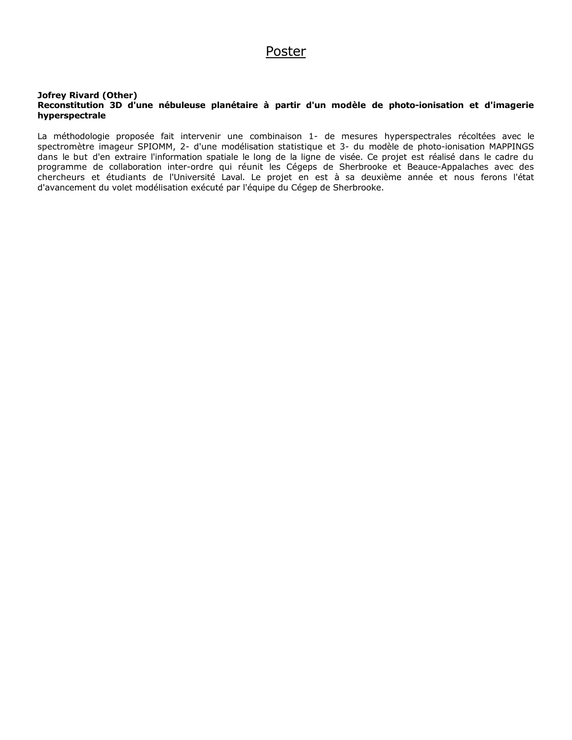# Poster

**Jofrey Rivard (Other)**
**Reconstitution 3D d'une nébuleuse planétaire à partir d'un modèle de photo-ionisation et d'imagerie hyperspectrale**

La méthodologie proposée fait intervenir une combinaison 1- de mesures hyperspectrales récoltées avec le spectromètre imageur SPIOMM, 2- d'une modélisation statistique et 3- du modèle de photo-ionisation MAPPINGS dans le but d'en extraire l'information spatiale le long de la ligne de visée. Ce projet est réalisé dans le cadre du programme de collaboration inter-ordre qui réunit les Cégeps de Sherbrooke et Beauce-Appalaches avec des chercheurs et étudiants de l'Université Laval. Le projet en est à sa deuxième année et nous ferons l'état d'avancement du volet modélisation exécuté par l'équipe du Cégep de Sherbrooke.